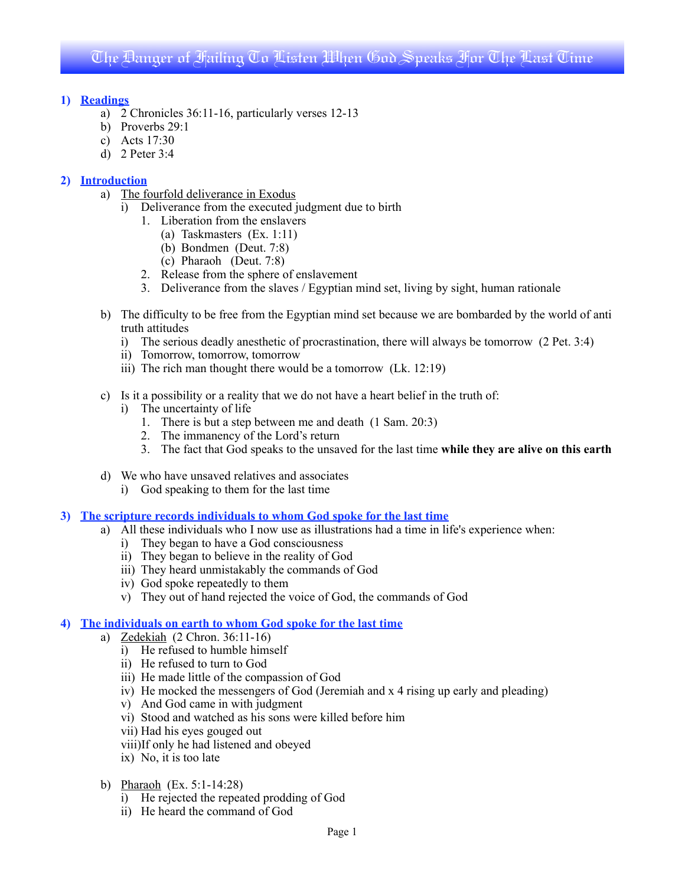# The Danger of Failing To Listen When God Speaks For The Last Time

## 1) Readings

a) 2 Chronicles 36:11-16, particularly verses 12-13
b) Proverbs 29:1
c) Acts 17:30
d) 2 Peter 3:4

## 2) Introduction

a) The fourfold deliverance in Exodus
   i) Deliverance from the executed judgment due to birth
      1. Liberation from the enslavers
         (a) Taskmasters (Ex. 1:11)
         (b) Bondmen (Deut. 7:8)
         (c) Pharaoh (Deut. 7:8)
      2. Release from the sphere of enslavement
      3. Deliverance from the slaves / Egyptian mind set, living by sight, human rationale

b) The difficulty to be free from the Egyptian mind set because we are bombarded by the world of anti truth attitudes
   i) The serious deadly anesthetic of procrastination, there will always be tomorrow (2 Pet. 3:4)
   ii) Tomorrow, tomorrow, tomorrow
   iii) The rich man thought there would be a tomorrow (Lk. 12:19)

c) Is it a possibility or a reality that we do not have a heart belief in the truth of:
   i) The uncertainty of life
      1. There is but a step between me and death (1 Sam. 20:3)
      2. The immanency of the Lord's return
      3. The fact that God speaks to the unsaved for the last time **while they are alive on this earth**

d) We who have unsaved relatives and associates
   i) God speaking to them for the last time

## 3) The scripture records individuals to whom God spoke for the last time

a) All these individuals who I now use as illustrations had a time in life's experience when:
   i) They began to have a God consciousness
   ii) They began to believe in the reality of God
   iii) They heard unmistakably the commands of God
   iv) God spoke repeatedly to them
   v) They out of hand rejected the voice of God, the commands of God

## 4) The individuals on earth to whom God spoke for the last time

a) Zedekiah (2 Chron. 36:11-16)
   i) He refused to humble himself
   ii) He refused to turn to God
   iii) He made little of the compassion of God
   iv) He mocked the messengers of God (Jeremiah and x 4 rising up early and pleading)
   v) And God came in with judgment
   vi) Stood and watched as his sons were killed before him
   vii) Had his eyes gouged out
   viii) If only he had listened and obeyed
   ix) No, it is too late

b) Pharaoh (Ex. 5:1-14:28)
   i) He rejected the repeated prodding of God
   ii) He heard the command of God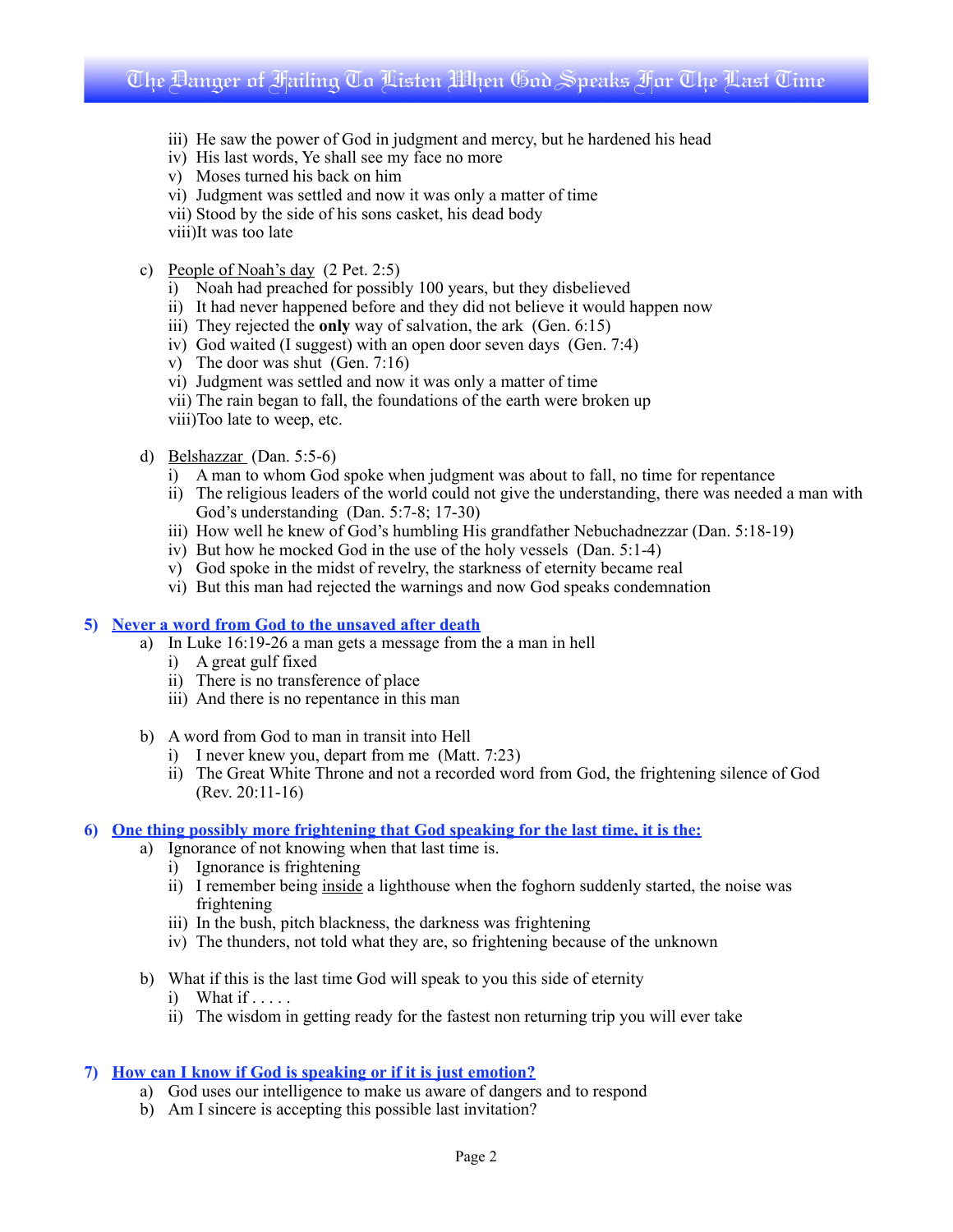iii) He saw the power of God in judgment and mercy, but he hardened his head
iv) His last words, Ye shall see my face no more
v) Moses turned his back on him
vi) Judgment was settled and now it was only a matter of time
vii) Stood by the side of his sons casket, his dead body
viii) It was too late

c) <u>People of Noah's day</u> (2 Pet. 2:5)
   i) Noah had preached for possibly 100 years, but they disbelieved
   ii) It had never happened before and they did not believe it would happen now
   iii) They rejected the **only** way of salvation, the ark (Gen. 6:15)
   iv) God waited (I suggest) with an open door seven days (Gen. 7:4)
   v) The door was shut (Gen. 7:16)
   vi) Judgment was settled and now it was only a matter of time
   vii) The rain began to fall, the foundations of the earth were broken up
   viii) Too late to weep, etc.

d) <u>Belshazzar</u> (Dan. 5:5-6)
   i) A man to whom God spoke when judgment was about to fall, no time for repentance
   ii) The religious leaders of the world could not give the understanding, there was needed a man with God's understanding (Dan. 5:7-8; 17-30)
   iii) How well he knew of God's humbling His grandfather Nebuchadnezzar (Dan. 5:18-19)
   iv) But how he mocked God in the use of the holy vessels (Dan. 5:1-4)
   v) God spoke in the midst of revelry, the starkness of eternity became real
   vi) But this man had rejected the warnings and now God speaks condemnation

## 5) <u>Never a word from God to the unsaved after death</u>

a) In Luke 16:19-26 a man gets a message from the a man in hell
   i) A great gulf fixed
   ii) There is no transference of place
   iii) And there is no repentance in this man

b) A word from God to man in transit into Hell
   i) I never knew you, depart from me (Matt. 7:23)
   ii) The Great White Throne and not a recorded word from God, the frightening silence of God (Rev. 20:11-16)

## 6) <u>One thing possibly more frightening that God speaking for the last time, it is the:</u>

a) Ignorance of not knowing when that last time is.
   i) Ignorance is frightening
   ii) I remember being <u>inside</u> a lighthouse when the foghorn suddenly started, the noise was frightening
   iii) In the bush, pitch blackness, the darkness was frightening
   iv) The thunders, not told what they are, so frightening because of the unknown

b) What if this is the last time God will speak to you this side of eternity
   i) What if . . . . .
   ii) The wisdom in getting ready for the fastest non returning trip you will ever take

## 7) <u>How can I know if God is speaking or if it is just emotion?</u>

a) God uses our intelligence to make us aware of dangers and to respond
b) Am I sincere is accepting this possible last invitation?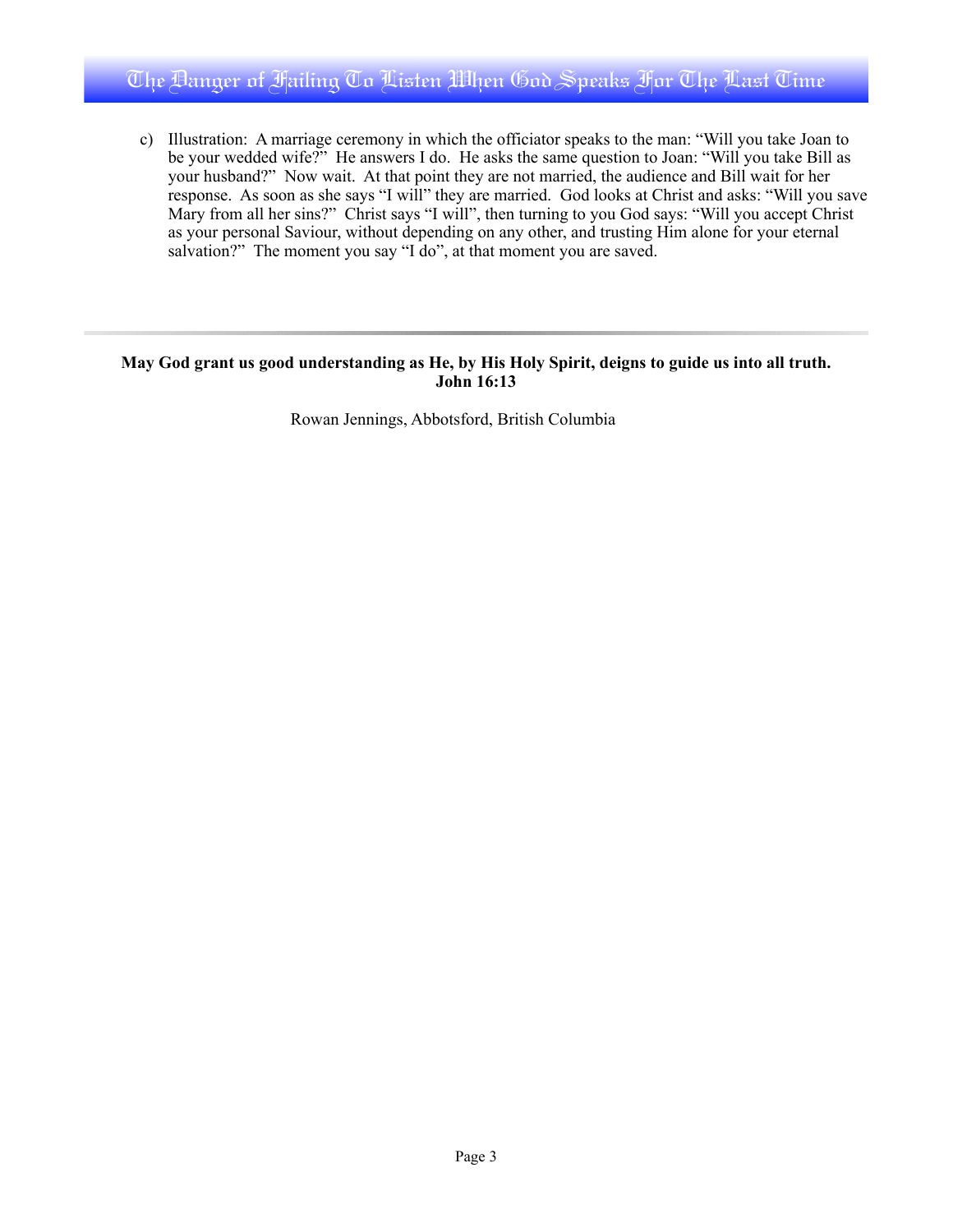c) Illustration: A marriage ceremony in which the officiator speaks to the man: "Will you take Joan to be your wedded wife?" He answers I do. He asks the same question to Joan: "Will you take Bill as your husband?" Now wait. At that point they are not married, the audience and Bill wait for her response. As soon as she says "I will" they are married. God looks at Christ and asks: "Will you save Mary from all her sins?" Christ says "I will", then turning to you God says: "Will you accept Christ as your personal Saviour, without depending on any other, and trusting Him alone for your eternal salvation?" The moment you say "I do", at that moment you are saved.

---

**May God grant us good understanding as He, by His Holy Spirit, deigns to guide us into all truth. John 16:13**

Rowan Jennings, Abbotsford, British Columbia